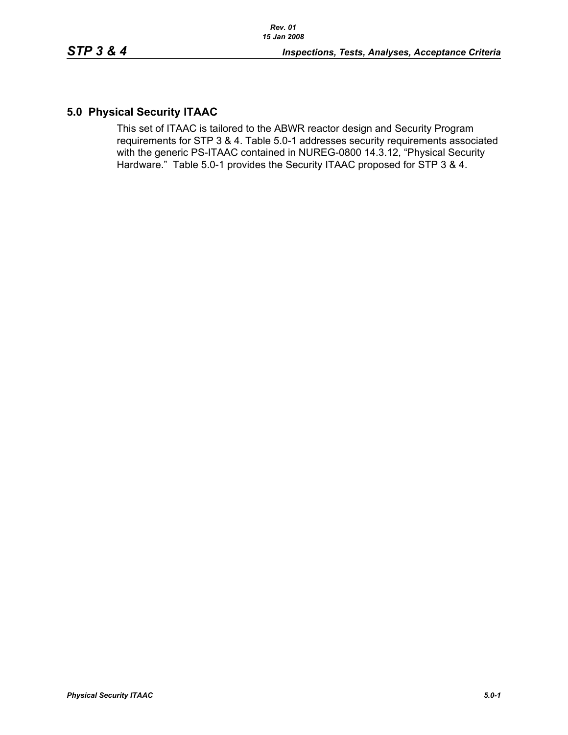## 5.0 Physical Security ITAAC

This set of ITAAC is tailored to the ABWR reactor design and Security Program requirements for STP 3 & 4. Table 5.0-1 addresses security requirements associated with the generic PS-ITAAC contained in NUREG-0800 14.3.12, "Physical Security Hardware." Table 5.0-1 provides the Security ITAAC proposed for STP 3 & 4.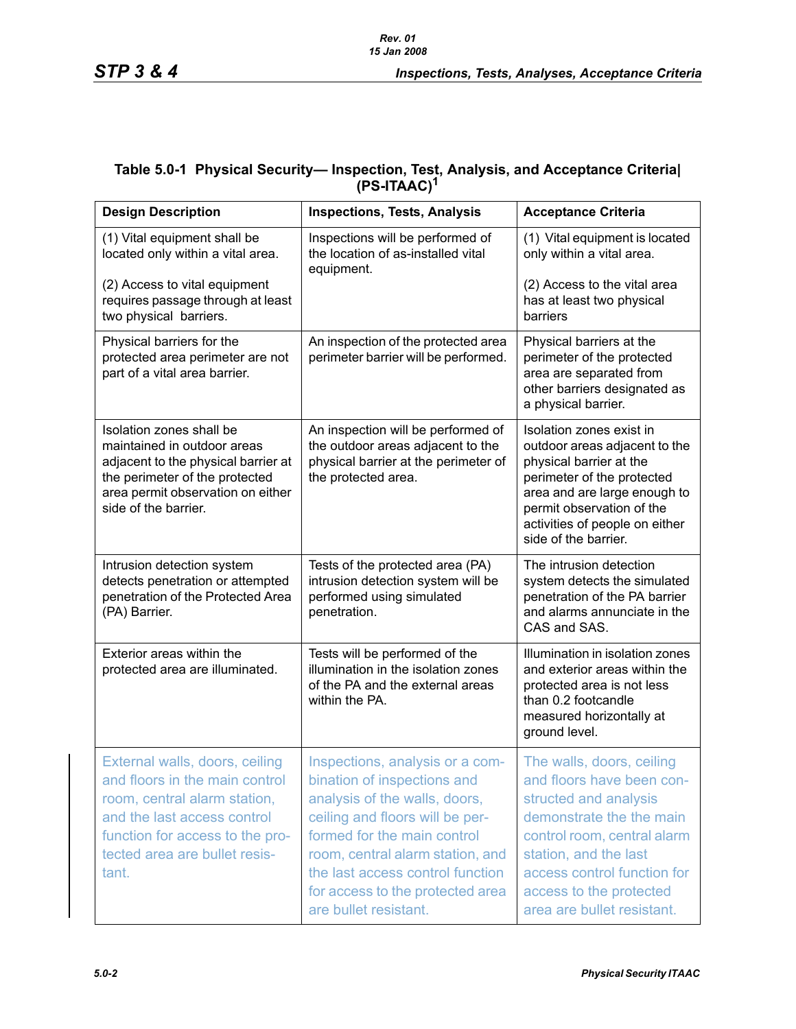**Table 5.0-1 Physical Security— Inspection, Test, Analysis, and Acceptance Criteria (PS-ITAAC)[1]**

| Design Description | Inspections, Tests, Analysis | Acceptance Criteria |
|---|---|---|
| (1) Vital equipment shall be located only within a vital area.<br><br>(2) Access to vital equipment requires passage through at least two physical barriers. | Inspections will be performed of the location of as-installed vital equipment. | (1) Vital equipment is located only within a vital area.<br><br>(2) Access to the vital area has at least two physical barriers |
| Physical barriers for the protected area perimeter are not part of a vital area barrier. | An inspection of the protected area perimeter barrier will be performed. | Physical barriers at the perimeter of the protected area are separated from other barriers designated as a physical barrier. |
| Isolation zones shall be maintained in outdoor areas adjacent to the physical barrier at the perimeter of the protected area permit observation on either side of the barrier. | An inspection will be performed of the outdoor areas adjacent to the physical barrier at the perimeter of the protected area. | Isolation zones exist in outdoor areas adjacent to the physical barrier at the perimeter of the protected area and are large enough to permit observation of the activities of people on either side of the barrier. |
| Intrusion detection system detects penetration or attempted penetration of the Protected Area (PA) Barrier. | Tests of the protected area (PA) intrusion detection system will be performed using simulated penetration. | The intrusion detection system detects the simulated penetration of the PA barrier and alarms annunciate in the CAS and SAS. |
| Exterior areas within the protected area are illuminated. | Tests will be performed of the illumination in the isolation zones of the PA and the external areas within the PA. | Illumination in isolation zones and exterior areas within the protected area is not less than 0.2 footcandle measured horizontally at ground level. |
| External walls, doors, ceiling and floors in the main control room, central alarm station, and the last access control function for access to the protected area are bullet resistant. | Inspections, analysis or a combination of inspections and analysis of the walls, doors, ceiling and floors will be performed for the main control room, central alarm station, and the last access control function for access to the protected area are bullet resistant. | The walls, doors, ceiling and floors have been constructed and analysis demonstrate the the main control room, central alarm station, and the last access control function for access to the protected area are bullet resistant. |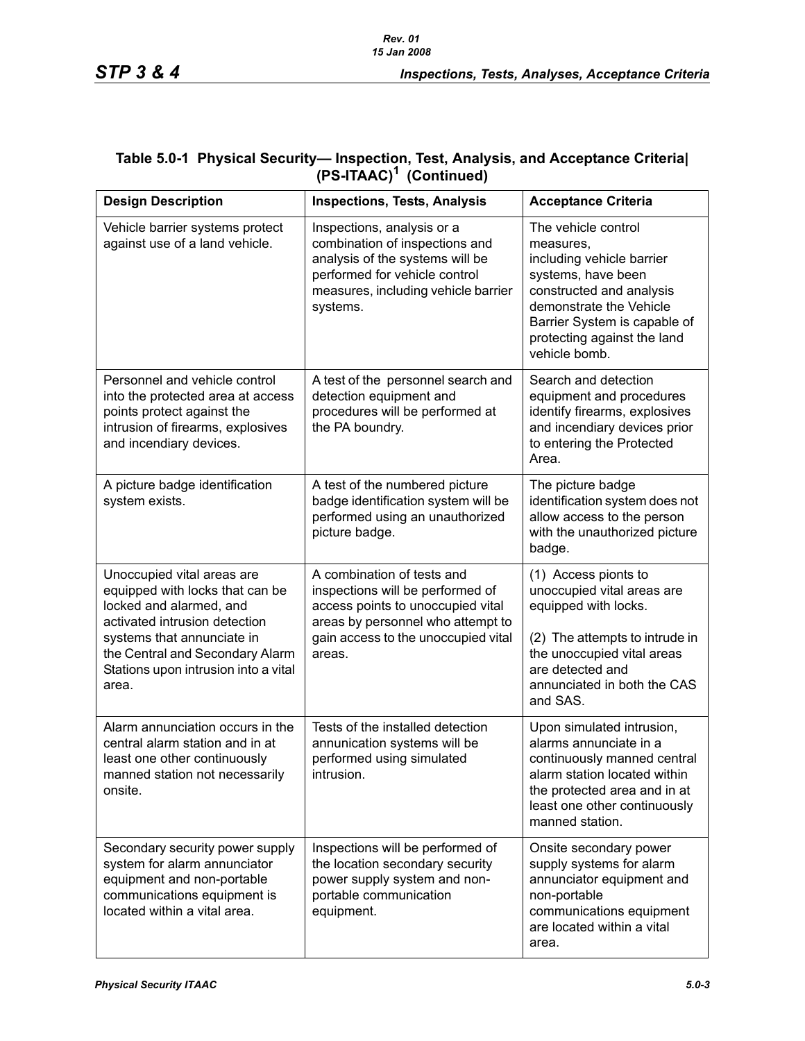### Table 5.0-1 Physical Security— Inspection, Test, Analysis, and Acceptance Criteria| (PS-ITAAC)[1] (Continued)

| Design Description | Inspections, Tests, Analysis | Acceptance Criteria |
|---|---|---|
| Vehicle barrier systems protect against use of a land vehicle. | Inspections, analysis or a combination of inspections and analysis of the systems will be performed for vehicle control measures, including vehicle barrier systems. | The vehicle control measures, including vehicle barrier systems, have been constructed and analysis demonstrate the Vehicle Barrier System is capable of protecting against the land vehicle bomb. |
| Personnel and vehicle control into the protected area at access points protect against the intrusion of firearms, explosives and incendiary devices. | A test of the personnel search and detection equipment and procedures will be performed at the PA boundry. | Search and detection equipment and procedures identify firearms, explosives and incendiary devices prior to entering the Protected Area. |
| A picture badge identification system exists. | A test of the numbered picture badge identification system will be performed using an unauthorized picture badge. | The picture badge identification system does not allow access to the person with the unauthorized picture badge. |
| Unoccupied vital areas are equipped with locks that can be locked and alarmed, and activated intrusion detection systems that annunciate in the Central and Secondary Alarm Stations upon intrusion into a vital area. | A combination of tests and inspections will be performed of access points to unoccupied vital areas by personnel who attempt to gain access to the unoccupied vital areas. | (1) Access pionts to unoccupied vital areas are equipped with locks.<br><br>(2) The attempts to intrude in the unoccupied vital areas are detected and annunciated in both the CAS and SAS. |
| Alarm annunciation occurs in the central alarm station and in at least one other continuously manned station not necessarily onsite. | Tests of the installed detection annunciation systems will be performed using simulated intrusion. | Upon simulated intrusion, alarms annunciate in a continuously manned central alarm station located within the protected area and in at least one other continuously manned station. |
| Secondary security power supply system for alarm annunciator equipment and non-portable communications equipment is located within a vital area. | Inspections will be performed of the location secondary security power supply system and non-portable communication equipment. | Onsite secondary power supply systems for alarm annunciator equipment and non-portable communications equipment are located within a vital area. |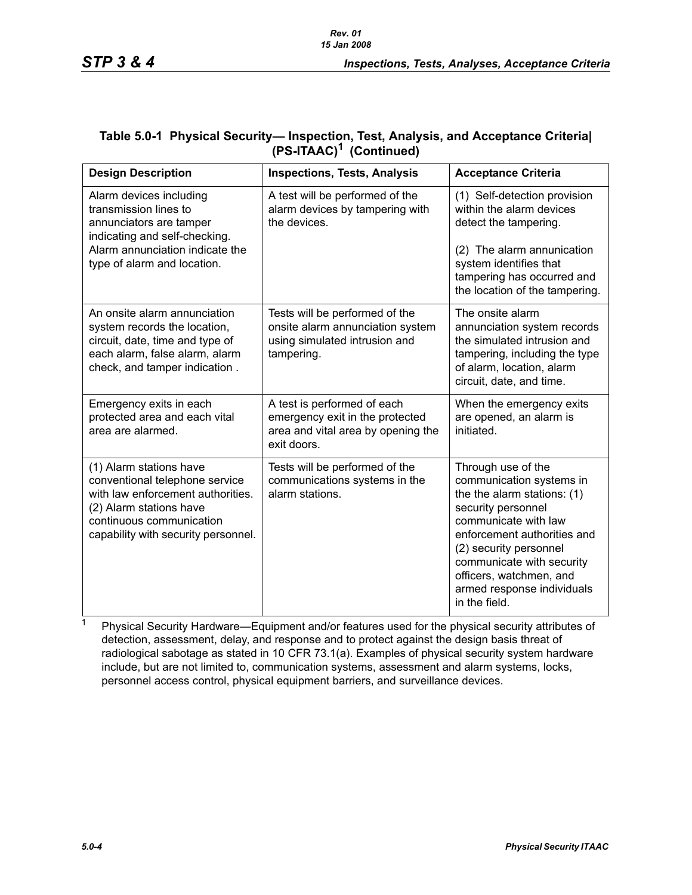**Table 5.0-1 Physical Security— Inspection, Test, Analysis, and Acceptance Criteria| (PS-ITAAC)[1] (Continued)**

| Design Description | Inspections, Tests, Analysis | Acceptance Criteria |
|---|---|---|
| Alarm devices including transmission lines to annunciators are tamper indicating and self-checking. Alarm annunciation indicate the type of alarm and location. | A test will be performed of the alarm devices by tampering with the devices. | (1) Self-detection provision within the alarm devices detect the tampering. (2) The alarm annunciation system identifies that tampering has occurred and the location of the tampering. |
| An onsite alarm annunciation system records the location, circuit, date, time and type of each alarm, false alarm, alarm check, and tamper indication . | Tests will be performed of the onsite alarm annunciation system using simulated intrusion and tampering. | The onsite alarm annunciation system records the simulated intrusion and tampering, including the type of alarm, location, alarm circuit, date, and time. |
| Emergency exits in each protected area and each vital area are alarmed. | A test is performed of each emergency exit in the protected area and vital area by opening the exit doors. | When the emergency exits are opened, an alarm is initiated. |
| (1) Alarm stations have conventional telephone service with law enforcement authorities. (2) Alarm stations have continuous communication capability with security personnel. | Tests will be performed of the communications systems in the alarm stations. | Through use of the communication systems in the the alarm stations: (1) security personnel communicate with law enforcement authorities and (2) security personnel communicate with security officers, watchmen, and armed response individuals in the field. |

[1] Physical Security Hardware—Equipment and/or features used for the physical security attributes of detection, assessment, delay, and response and to protect against the design basis threat of radiological sabotage as stated in 10 CFR 73.1(a). Examples of physical security system hardware include, but are not limited to, communication systems, assessment and alarm systems, locks, personnel access control, physical equipment barriers, and surveillance devices.